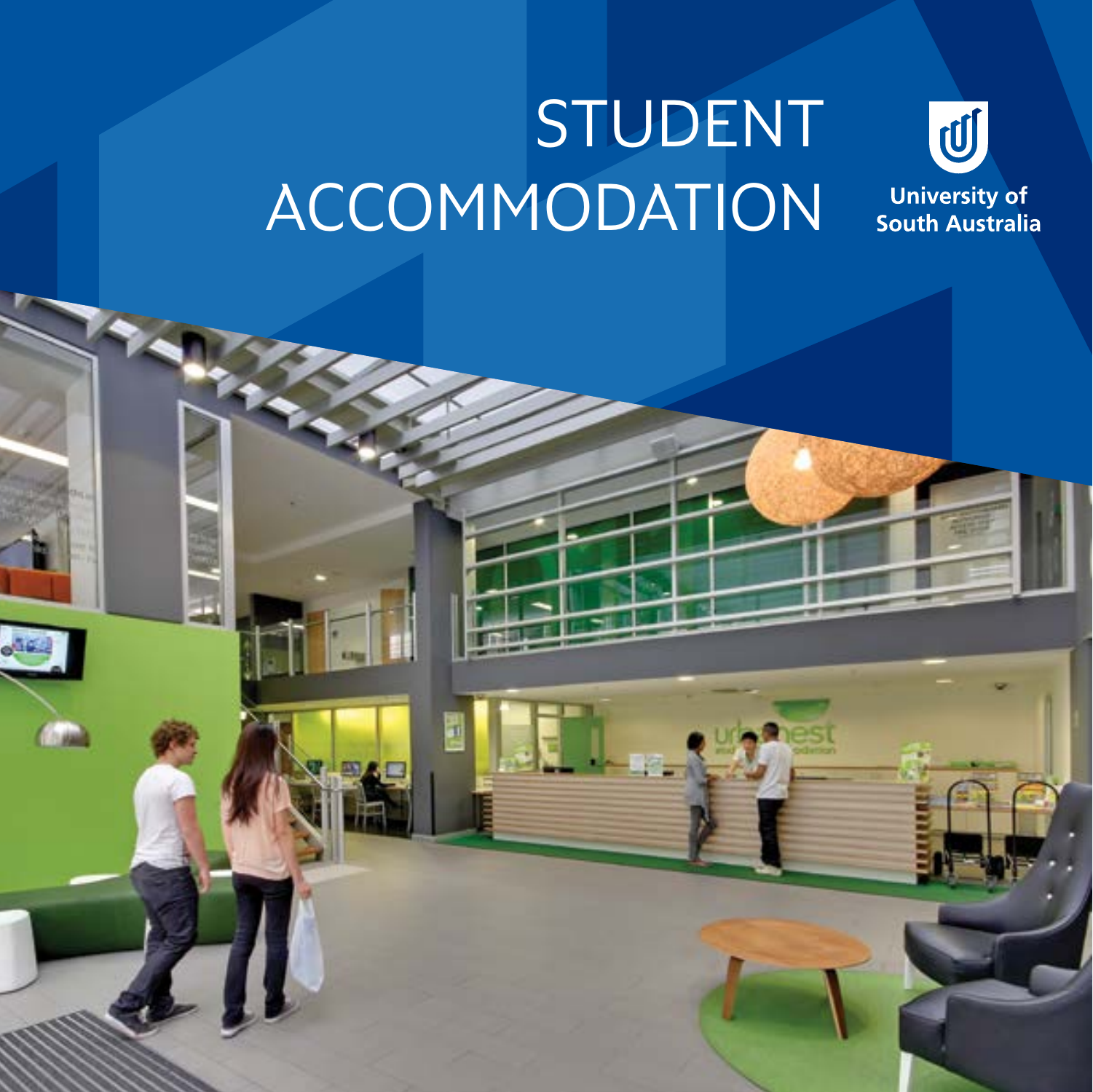# STUDENT ACCOMMODATION

University of South Australia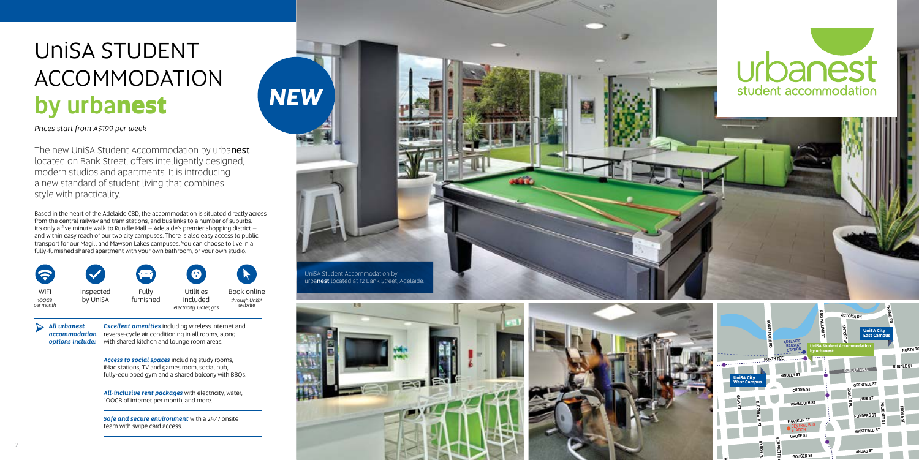# UniSA STUDENT ACCOMMODATION **by urbanest**

*Prices start from A$199 per week*

The new UniSA Student Accommodation by urba**nest** located on Bank Street, offers intelligently designed, modern studios and apartments. It is introducing a new standard of student living that combines style with practicality.

Based in the heart of the Adelaide CBD, the accommodation is situated directly across from the central railway and tram stations, and bus links to a number of suburbs. It's only a five minute walk to Rundle Mall – Adelaide's premier shopping district – and within easy reach of our two city campuses. There is also easy access to public transport for our Magill and Mawson Lakes campuses. You can choose to live in a fully-furnished shared apartment with your own bathroom, or your own studio.

- WiFi *100GB per month*
- Inspected by UniSA
- Fully furnished
- Utilities included *electricity, water, gas*
- Book online *through UniSA website*

***All urbanest accommodation options include:***

***Excellent amenities*** including wireless internet and reverse-cycle air conditioning in all rooms, along with shared kitchen and lounge room areas.

***Access to social spaces*** including study rooms, iMac stations, TV and games room, social hub, fully-equipped gym and a shared balcony with BBQs.

***All-inclusive rent packages*** with electricity, water, 100GB of internet per month, and more.

***Safe and secure environment*** with a 24/7 onsite team with swipe card access.

***NEW***

urbanest student accommodation

UniSA Student Accommodation by urba**nest** located at 12 Bank Street, Adelaide.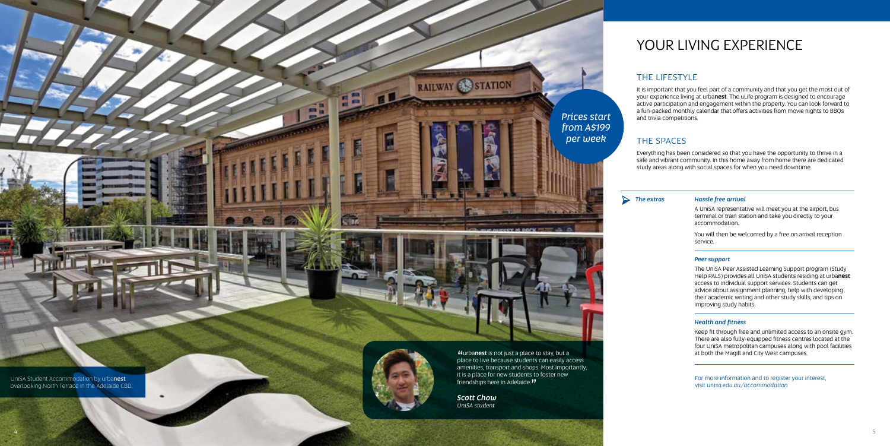*Prices start from A$199 per week*

UniSA Student Accommodation by urba**nest** overlooking North Terrace in the Adelaide CBD.

"urba**nest** is not just a place to stay, but a place to live because students can easily access amenities, transport and shops. Most importantly, it is a place for new students to foster new friendships here in Adelaide."

***Scott Chow***
*UniSA student*

# YOUR LIVING EXPERIENCE

## THE LIFESTYLE

It is important that you feel part of a community and that you get the most out of your experience living at urba**nest**. The uLife program is designed to encourage active participation and engagement within the property. You can look forward to a fun-packed monthly calendar that offers activities from movie nights to BBQs and trivia competitions.

## THE SPACES

Everything has been considered so that you have the opportunity to thrive in a safe and vibrant community. In this home away from home there are dedicated study areas along with social spaces for when you need downtime.

***The extras***

***Hassle free arrival***

A UniSA representative will meet you at the airport, bus terminal or train station and take you directly to your accommodation.

You will then be welcomed by a free on arrival reception service.

***Peer support***

The UniSA Peer Assisted Learning Support program (Study Help PALS) provides all UniSA students residing at urba**nest** access to individual support services. Students can get advice about assignment planning, help with developing their academic writing and other study skills, and tips on improving study habits.

***Health and fitness***

Keep fit through free and unlimited access to an onsite gym. There are also fully-equipped fitness centres located at the four UniSA metropolitan campuses along with pool facilities at both the Magill and City West campuses.

For more information and to register your interest, visit *unisa.edu.au/accommodation*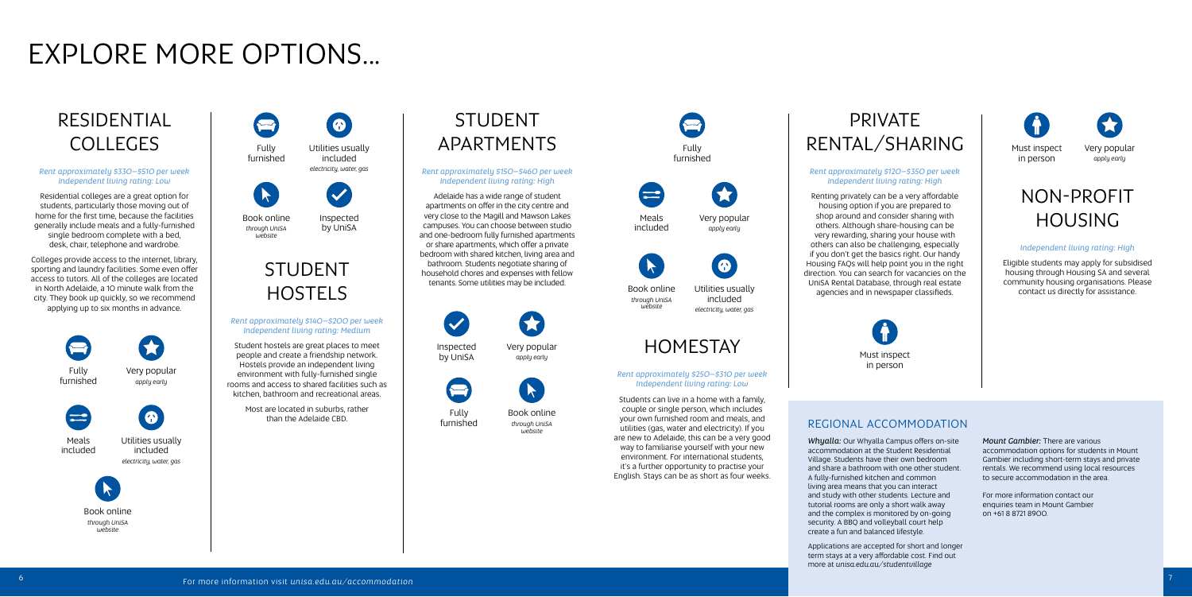# EXPLORE MORE OPTIONS...

## RESIDENTIAL COLLEGES

*Rent approximately $330–$510 per week*
*Independent living rating: Low*

Residential colleges are a great option for students, particularly those moving out of home for the first time, because the facilities generally include meals and a fully-furnished single bedroom complete with a bed, desk, chair, telephone and wardrobe.

Colleges provide access to the internet, library, sporting and laundry facilities. Some even offer access to tutors. All of the colleges are located in North Adelaide, a 10 minute walk from the city. They book up quickly, so we recommend applying up to six months in advance.

- Fully furnished
- Very popular *apply early*
- Meals included
- Utilities usually included *electricity, water, gas*
- Book online *through UniSA website*

## STUDENT HOSTELS

- Fully furnished
- Utilities usually included *electricity, water, gas*
- Book online *through UniSA website*
- Inspected by UniSA

*Rent approximately $140–$200 per week*
*Independent living rating: Medium*

Student hostels are great places to meet people and create a friendship network. Hostels provide an independent living environment with fully-furnished single rooms and access to shared facilities such as kitchen, bathroom and recreational areas.

Most are located in suburbs, rather than the Adelaide CBD.

## STUDENT APARTMENTS

*Rent approximately $150–$460 per week*
*Independent living rating: High*

Adelaide has a wide range of student apartments on offer in the city centre and very close to the Magill and Mawson Lakes campuses. You can choose between studio and one-bedroom fully furnished apartments or share apartments, which offer a private bedroom with shared kitchen, living area and bathroom. Students negotiate sharing of household chores and expenses with fellow tenants. Some utilities may be included.

- Inspected by UniSA
- Very popular *apply early*
- Fully furnished
- Book online *through UniSA website*

## HOMESTAY

- Fully furnished
- Meals included
- Very popular *apply early*
- Book online *through UniSA website*
- Utilities usually included *electricity, water, gas*

*Rent approximately $250–$310 per week*
*Independent living rating: Low*

Students can live in a home with a family, couple or single person, which includes your own furnished room and meals, and utilities (gas, water and electricity). If you are new to Adelaide, this can be a very good way to familiarise yourself with your new environment. For international students, it's a further opportunity to practise your English. Stays can be as short as four weeks.

## PRIVATE RENTAL/SHARING

*Rent approximately $120–$350 per week*
*Independent living rating: High*

Renting privately can be a very affordable housing option if you are prepared to shop around and consider sharing with others. Although share-housing can be very rewarding, sharing your house with others can also be challenging, especially if you don't get the basics right. Our handy Housing FAQs will help point you in the right direction. You can search for vacancies on the UniSA Rental Database, through real estate agencies and in newspaper classifieds.

- Must inspect in person

## NON-PROFIT HOUSING

- Must inspect in person
- Very popular *apply early*

*Independent living rating: High*

Eligible students may apply for subsidised housing through Housing SA and several community housing organisations. Please contact us directly for assistance.

## REGIONAL ACCOMMODATION

*Whyalla:* Our Whyalla Campus offers on-site accommodation at the Student Residential Village. Students have their own bedroom and share a bathroom with one other student. A fully-furnished kitchen and common living area means that you can interact and study with other students. Lecture and tutorial rooms are only a short walk away and the complex is monitored by on-going security. A BBQ and volleyball court help create a fun and balanced lifestyle.

Applications are accepted for short and longer term stays at a very affordable cost. Find out more at *unisa.edu.au/studentvillage*

*Mount Gambier:* There are various accommodation options for students in Mount Gambier including short-term stays and private rentals. We recommend using local resources to secure accommodation in the area.

For more information contact our enquiries team in Mount Gambier on +61 8 8721 8900.

For more information visit *unisa.edu.au/accommodation*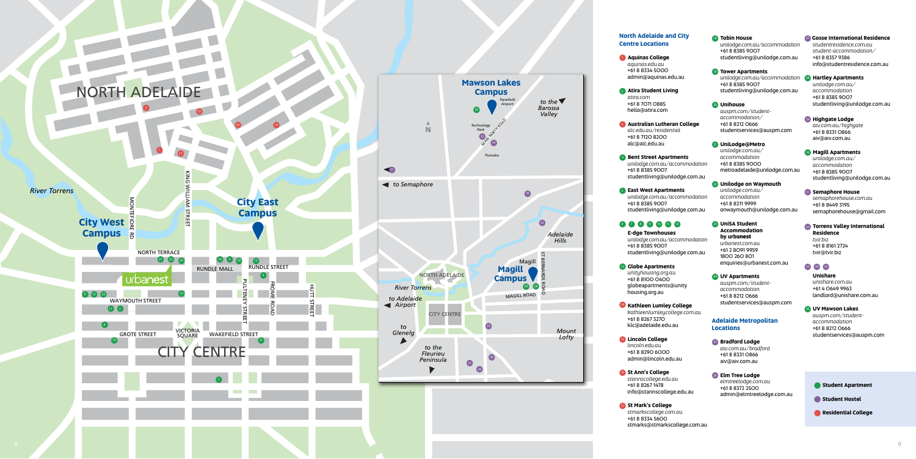## North Adelaide and City Centre Locations

1. **Aquinas College**
   *aquinas.edu.au*
   +61 8 8334 5000
   admin@aquinas.edu.au

2. **Atira Student Living**
   *atira.com*
   +61 8 7071 0885
   hello@atira.com

3. **Australian Lutheran College**
   *alc.edu.au/residential*
   +61 8 7120 8200
   alc@alc.edu.au

4. **Bent Street Apartments**
   *unilodge.com.au/accommodation*
   +61 8 8385 9007
   studentliving@unilodge.com.au

5. **East West Apartments**
   *unilodge.com.au/accommodation*
   +61 8 8385 9007
   studentliving@unilodge.com.au

6 7 8 9 10 11 12 **E-dge Townhouses**
   *unilodge.com.au/accommodation*
   +61 8 8385 9007
   studentliving@unilodge.com.au

13. **Globe Apartments**
   *unityhousing.org.au*
   +61 8 8100 0400
   globeapartments@unityhousing.org.au

14. **Kathleen Lumley College**
   *kathleenlumleycollege.com.au*
   +61 8 8267 3270
   klc@adelaide.edu.au

15. **Lincoln College**
   *lincoln.edu.au*
   +61 8 8290 6000
   admin@lincoln.edu.au

16. **St Ann's College**
   *stannscollege.edu.au*
   +61 8 8267 1478
   info@stannscollege.edu.au

17. **St Mark's College**
   *stmarkscollege.com.au*
   +61 8 8334 5600
   stmarks@stmarkscollege.com.au

18. **Tobin House**
   *unilodge.com.au/accommodation*
   +61 8 8385 9007
   studentliving@unilodge.com.au

19. **Tower Apartments**
   *unilodge.com.au/accommodation*
   +61 8 8385 9007
   studentliving@unilodge.com.au

20. **Unihouse**
   *auspm.com/student-accommodation/*
   +61 8 8212 0666
   studentservices@auspm.com

21. **UniLodge@Metro**
   *unilodge.com.au/accommodation*
   +61 8 8385 9000
   metroadelaide@unilodge.com.au

22. **Unilodge on Waymouth**
   *unilodge.com.au/accommodation*
   +61 8 8211 9999
   onwaymouth@unilodge.com.au

23. **UniSA Student Accommodation by urbanest**
   *urbanest.com.au*
   +61 2 8091 9959
   1800 260 801
   enquiries@urbanest.com.au

24. **UV Apartments**
   *auspm.com/student-accommodation*
   +61 8 8212 0666
   studentservices@auspm.com

## Adelaide Metropolitan Locations

25. **Bradford Lodge**
   *aiv.com.au/bradford*
   +61 8 8331 0866
   aiv@aiv.com.au

26. **Elm Tree Lodge**
   *elmtreelodge.com.au*
   +61 8 8372 2500
   admin@elmtreelodge.com.au

27. **Gosse International Residence**
   *studentresidence.com.au/student-accommodation/*
   +61 8 8357 9386
   info@studentresidence.com.au

28. **Hartley Apartments**
   *unilodge.com.au/accommodation*
   +61 8 8385 9007
   studentliving@unilodge.com.au

29. **Highgate Lodge**
   *aiv.com.au/highgate*
   +61 8 8331 0866
   aiv@aiv.com.au

30. **Magill Apartments**
   *unilodge.com.au/accommodation*
   +61 8 8385 9007
   studentliving@unilodge.com.au

31. **Semaphore House**
   *semaphorehouse.com.au*
   +61 8 8449 3195
   semaphorehouse@gmail.com

32. **Torrens Valley International Residence**
   *tvir.biz*
   +61 8 8161 2724
   tvir@tvir.biz

33 34 35 **Unishare**
   *unishare.com.au*
   +61 4 0649 9963
   landlord@unishare.com.au

36. **UV Mawson Lakes**
   *auspm.com/student-accommodation*
   +61 8 8212 0666
   studentservices@auspm.com

- Student Apartment
- Student Hostel
- Residential College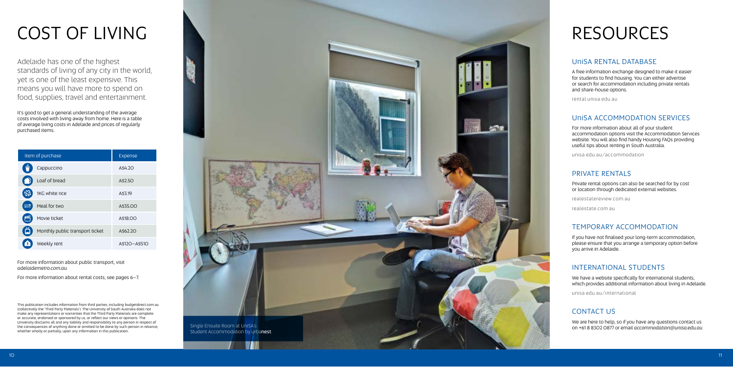# COST OF LIVING

Adelaide has one of the highest standards of living of any city in the world, yet is one of the least expensive. This means you will have more to spend on food, supplies, travel and entertainment.

It's good to get a general understanding of the average costs involved with living away from home. Here is a table of average living costs in Adelaide and prices of regularly purchased items.

| Item of purchase | Expense |
|---|---|
| Cappuccino | A$4.20 |
| Loaf of bread | A$2.50 |
| 1KG white rice | A$3.19 |
| Meal for two | A$35.00 |
| Movie ticket | A$18.00 |
| Monthly public transport ticket | A$62.20 |
| Weekly rent | A$120–A$510 |

For more information about public transport, visit *adelaidemetro.com.au*

For more information about rental costs, see pages 6–7.

This publication includes information from third parties, including budgetdirect.com.au (collectively the 'Third Party Materials'). The University of South Australia does not make any representations or warranties that the Third Party Materials are complete or accurate, endorsed or sponsored by us, or reflect our views or opinions. The University disclaims all and any liability and responsibility to any person in respect of the consequences of anything done or omitted to be done by such person in reliance, whether wholly or partially, upon any information in this publication.

Single Ensuite Room at UniSA's Student Accommodation by urbanest

# RESOURCES

## UniSA RENTAL DATABASE

A free information exchange designed to make it easier for students to find housing. You can either advertise or search for accommodation including private rentals and share-house options.

rental.unisa.edu.au

## UniSA ACCOMMODATION SERVICES

For more information about all of your student accommodation options visit the Accommodation Services website. You will also find handy Housing FAQs providing useful tips about renting in South Australia.

unisa.edu.au/accommodation

## PRIVATE RENTALS

Private rental options can also be searched for by cost or location through dedicated external websites.

realestatereview.com.au

realestate.com.au

## TEMPORARY ACCOMMODATION

If you have not finalised your long-term accommodation, please ensure that you arrange a temporary option before you arrive in Adelaide.

## INTERNATIONAL STUDENTS

We have a website specifically for international students, which provides additional information about living in Adelaide.

unisa.edu.au/international

## CONTACT US

We are here to help, so if you have any questions contact us on +61 8 8302 0877 or email *accommodation@unisa.edu.au*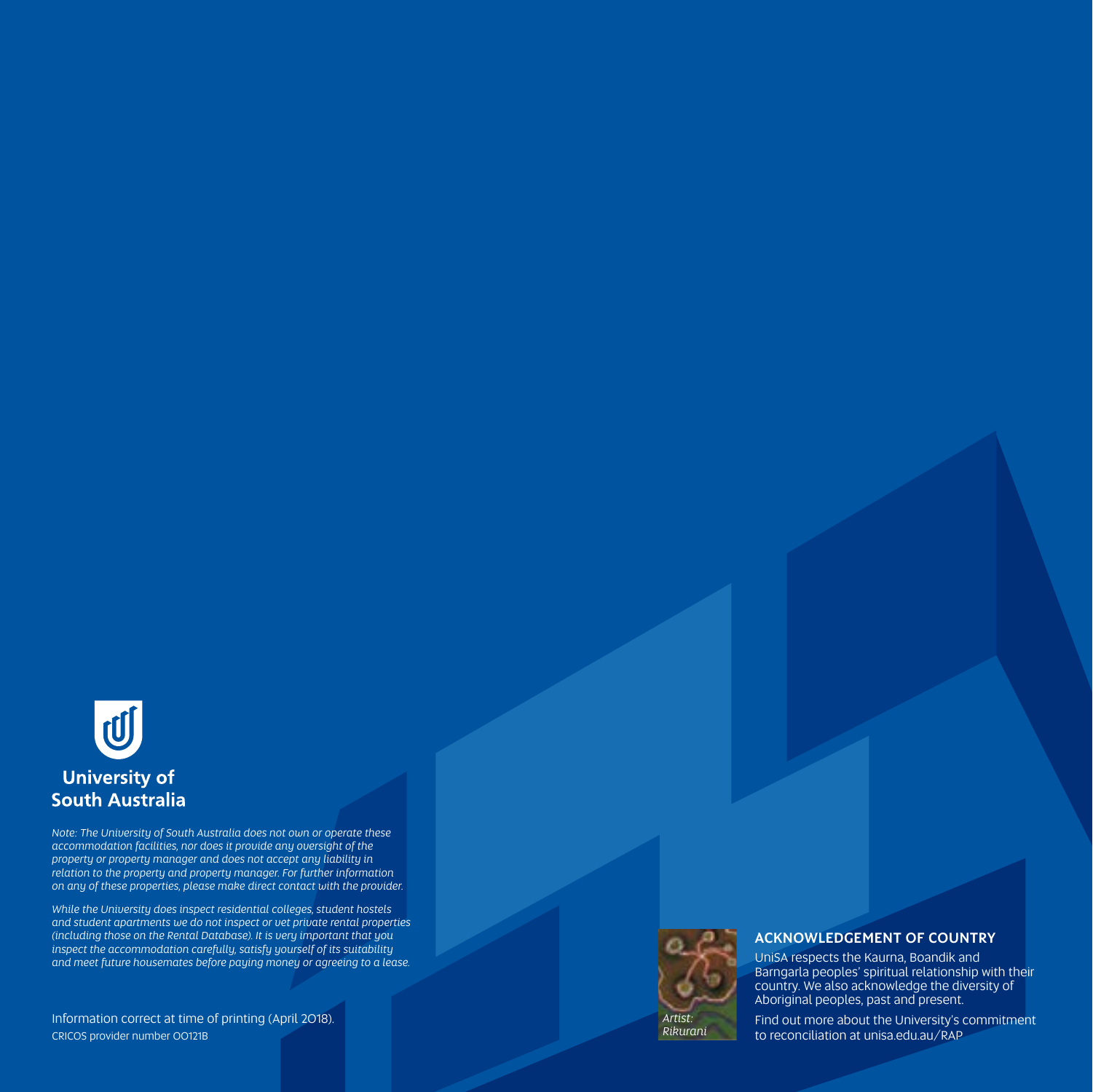University of South Australia

*Note: The University of South Australia does not own or operate these accommodation facilities, nor does it provide any oversight of the property or property manager and does not accept any liability in relation to the property and property manager. For further information on any of these properties, please make direct contact with the provider.*

*While the University does inspect residential colleges, student hostels and student apartments we do not inspect or vet private rental properties (including those on the Rental Database). It is very important that you inspect the accommodation carefully, satisfy yourself of its suitability and meet future housemates before paying money or agreeing to a lease.*

Information correct at time of printing (April 2018).
CRICOS provider number 00121B

*Artist: Rikurani*

## ACKNOWLEDGEMENT OF COUNTRY

UniSA respects the Kaurna, Boandik and Barngarla peoples' spiritual relationship with their country. We also acknowledge the diversity of Aboriginal peoples, past and present.

Find out more about the University's commitment to reconciliation at unisa.edu.au/RAP